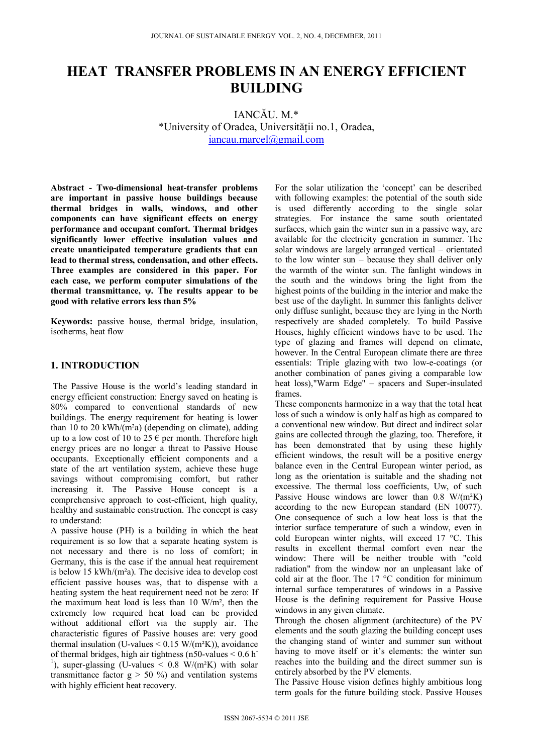# HEAT TRANSFER PROBLEMS IN AN ENERGY EFFICIENT BUILDING

IANCĂU. M.*
*University of Oradea, Universității no.1, Oradea,
iancau.marcel@gmail.com

**Abstract - Two-dimensional heat-transfer problems are important in passive house buildings because thermal bridges in walls, windows, and other components can have significant effects on energy performance and occupant comfort. Thermal bridges significantly lower effective insulation values and create unanticipated temperature gradients that can lead to thermal stress, condensation, and other effects. Three examples are considered in this paper. For each case, we perform computer simulations of the thermal transmittance, ψ. The results appear to be good with relative errors less than 5%**

**Keywords:** passive house, thermal bridge, insulation, isotherms, heat flow

## 1. INTRODUCTION

The Passive House is the world's leading standard in energy efficient construction: Energy saved on heating is 80% compared to conventional standards of new buildings. The energy requirement for heating is lower than 10 to 20 kWh/(m²a) (depending on climate), adding up to a low cost of 10 to 25 € per month. Therefore high energy prices are no longer a threat to Passive House occupants. Exceptionally efficient components and a state of the art ventilation system, achieve these huge savings without compromising comfort, but rather increasing it. The Passive House concept is a comprehensive approach to cost-efficient, high quality, healthy and sustainable construction. The concept is easy to understand:

A passive house (PH) is a building in which the heat requirement is so low that a separate heating system is not necessary and there is no loss of comfort; in Germany, this is the case if the annual heat requirement is below 15 kWh/(m²a). The decisive idea to develop cost efficient passive houses was, that to dispense with a heating system the heat requirement need not be zero: If the maximum heat load is less than 10 W/m², then the extremely low required heat load can be provided without additional effort via the supply air. The characteristic figures of Passive houses are: very good thermal insulation (U-values < 0.15 W/(m²K)), avoidance of thermal bridges, high air tightness (n50-values < 0.6 $h^{-1}$), super-glassing (U-values < 0.8 W/(m²K) with solar transmittance factor g > 50 %) and ventilation systems with highly efficient heat recovery.

For the solar utilization the 'concept' can be described with following examples: the potential of the south side is used differently according to the single solar strategies. For instance the same south orientated surfaces, which gain the winter sun in a passive way, are available for the electricity generation in summer. The solar windows are largely arranged vertical – orientated to the low winter sun – because they shall deliver only the warmth of the winter sun. The fanlight windows in the south and the windows bring the light from the highest points of the building in the interior and make the best use of the daylight. In summer this fanlights deliver only diffuse sunlight, because they are lying in the North respectively are shaded completely. To build Passive Houses, highly efficient windows have to be used. The type of glazing and frames will depend on climate, however. In the Central European climate there are three essentials: Triple glazing with two low-e-coatings (or another combination of panes giving a comparable low heat loss),"Warm Edge" – spacers and Super-insulated frames.

These components harmonize in a way that the total heat loss of such a window is only half as high as compared to a conventional new window. But direct and indirect solar gains are collected through the glazing, too. Therefore, it has been demonstrated that by using these highly efficient windows, the result will be a positive energy balance even in the Central European winter period, as long as the orientation is suitable and the shading not excessive. The thermal loss coefficients, Uw, of such Passive House windows are lower than 0.8 W/(m²K) according to the new European standard (EN 10077). One consequence of such a low heat loss is that the interior surface temperature of such a window, even in cold European winter nights, will exceed 17 °C. This results in excellent thermal comfort even near the window: There will be neither trouble with "cold radiation" from the window nor an unpleasant lake of cold air at the floor. The 17 °C condition for minimum internal surface temperatures of windows in a Passive House is the defining requirement for Passive House windows in any given climate.

Through the chosen alignment (architecture) of the PV elements and the south glazing the building concept uses the changing stand of winter and summer sun without having to move itself or it's elements: the winter sun reaches into the building and the direct summer sun is entirely absorbed by the PV elements.

The Passive House vision defines highly ambitious long term goals for the future building stock. Passive Houses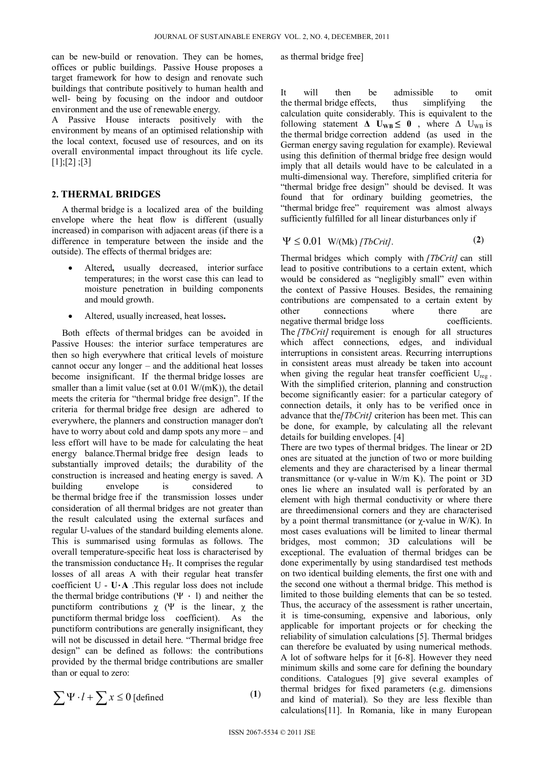can be new-build or renovation. They can be homes, offices or public buildings. Passive House proposes a target framework for how to design and renovate such buildings that contribute positively to human health and well- being by focusing on the indoor and outdoor environment and the use of renewable energy.

A Passive House interacts positively with the environment by means of an optimised relationship with the local context, focused use of resources, and on its overall environmental impact throughout its life cycle. [1];[2] ;[3]

## 2. THERMAL BRIDGES

A thermal bridge is a localized area of the building envelope where the heat flow is different (usually increased) in comparison with adjacent areas (if there is a difference in temperature between the inside and the outside). The effects of thermal bridges are:

- Altered**,** usually decreased, interior surface temperatures; in the worst case this can lead to moisture penetration in building components and mould growth.
- Altered, usually increased, heat losses**.**

Both effects of thermal bridges can be avoided in Passive Houses: the interior surface temperatures are then so high everywhere that critical levels of moisture cannot occur any longer – and the additional heat losses become insignificant. If the thermal bridge losses are smaller than a limit value (set at 0.01 W/(mK)), the detail meets the criteria for "thermal bridge free design". If the criteria for thermal bridge free design are adhered to everywhere, the planners and construction manager don't have to worry about cold and damp spots any more – and less effort will have to be made for calculating the heat energy balance.Thermal bridge free design leads to substantially improved details; the durability of the construction is increased and heating energy is saved. A building envelope is considered to be thermal bridge free if the transmission losses under consideration of all thermal bridges are not greater than the result calculated using the external surfaces and regular U-values of the standard building elements alone. This is summarised using formulas as follows. The overall temperature-specific heat loss is characterised by the transmission conductance $H_T$. It comprises the regular losses of all areas A with their regular heat transfer coefficient U - $\mathbf{U \cdot A}$ .This regular loss does not include the thermal bridge contributions ($\Psi \cdot l$) and neither the punctiform contributions $\chi$ ($\Psi$ is the linear, $\chi$ the punctiform thermal bridge loss coefficient). As the punctiform contributions are generally insignificant, they will not be discussed in detail here. "Thermal bridge free design" can be defined as follows: the contributions provided by the thermal bridge contributions are smaller than or equal to zero:

$$\sum \Psi \cdot l + \sum x \leq 0 \text{ [defined as thermal bridge free]} \qquad (1)$$

It will then be admissible to omit the thermal bridge effects, thus simplifying the calculation quite considerably. This is equivalent to the following statement $\mathbf{\Delta\ U_{WB} \leq\ 0}$ , where $\Delta\ U_{WB}$ is the thermal bridge correction addend (as used in the German energy saving regulation for example). Reviewal using this definition of thermal bridge free design would imply that all details would have to be calculated in a multi-dimensional way. Therefore, simplified criteria for "thermal bridge free design" should be devised. It was found that for ordinary building geometries, the "thermal bridge free" requirement was almost always sufficiently fulfilled for all linear disturbances only if

$$\Psi \leq 0.01 \ \text{W/(Mk)} \ \textit{[TbCrit]}. \qquad (2)$$

Thermal bridges which comply with *[TbCrit]* can still lead to positive contributions to a certain extent, which would be considered as "negligibly small" even within the context of Passive Houses. Besides, the remaining contributions are compensated to a certain extent by other connections where there are negative thermal bridge loss coefficients. The *[TbCrit]* requirement is enough for all structures which affect connections, edges, and individual interruptions in consistent areas. Recurring interruptions in consistent areas must already be taken into account when giving the regular heat transfer coefficient $U_{reg}$. With the simplified criterion, planning and construction become significantly easier: for a particular category of connection details, it only has to be verified once in advance that the*[TbCrit]* criterion has been met. This can be done, for example, by calculating all the relevant details for building envelopes. [4]

There are two types of thermal bridges. The linear or 2D ones are situated at the junction of two or more building elements and they are characterised by a linear thermal transmittance (or ψ-value in W/m K). The point or 3D ones lie where an insulated wall is perforated by an element with high thermal conductivity or where there are threedimensional corners and they are characterised by a point thermal transmittance (or χ-value in W/K). In most cases evaluations will be limited to linear thermal bridges, most common; 3D calculations will be exceptional. The evaluation of thermal bridges can be done experimentally by using standardised test methods on two identical building elements, the first one with and the second one without a thermal bridge. This method is limited to those building elements that can be so tested. Thus, the accuracy of the assessment is rather uncertain, it is time-consuming, expensive and laborious, only applicable for important projects or for checking the reliability of simulation calculations [5]. Thermal bridges can therefore be evaluated by using numerical methods. A lot of software helps for it [6-8]. However they need minimum skills and some care for defining the boundary conditions. Catalogues [9] give several examples of thermal bridges for fixed parameters (e.g. dimensions and kind of material). So they are less flexible than calculations[11]. In Romania, like in many European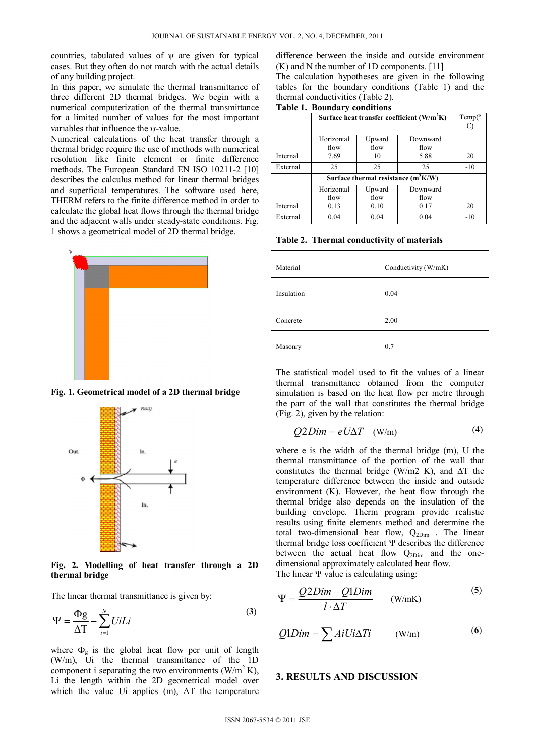countries, tabulated values of ψ are given for typical cases. But they often do not match with the actual details of any building project.

In this paper, we simulate the thermal transmittance of three different 2D thermal bridges. We begin with a numerical computerization of the thermal transmittance for a limited number of values for the most important variables that influence the ψ-value.

Numerical calculations of the heat transfer through a thermal bridge require the use of methods with numerical resolution like finite element or finite difference methods. The European Standard EN ISO 10211-2 [10] describes the calculus method for linear thermal bridges and superficial temperatures. The software used here, THERM refers to the finite difference method in order to calculate the global heat flows through the thermal bridge and the adjacent walls under steady-state conditions. Fig. 1 shows a geometrical model of 2D thermal bridge.

**Fig. 1. Geometrical model of a 2D thermal bridge**

**Fig. 2. Modelling of heat transfer through a 2D thermal bridge**

The linear thermal transmittance is given by:

$$\Psi = \frac{\Phi g}{\Delta T} - \sum_{i=1}^{N} UiLi \tag{3}$$

where $\Phi_g$ is the global heat flow per unit of length (W/m), Ui the thermal transmittance of the 1D component i separating the two environments (W/m$^2$ K), Li the length within the 2D geometrical model over which the value Ui applies (m), ΔT the temperature difference between the inside and outside environment (K) and N the number of 1D components. [11]

The calculation hypotheses are given in the following tables for the boundary conditions (Table 1) and the thermal conductivities (Table 2).

**Table 1. Boundary conditions**

| | Surface heat transfer coefficient (W/m$^2$K) | | | Temp(°C) |
|---|---|---|---|---|
| | Horizontal flow | Upward flow | Downward flow | |
| Internal | 7.69 | 10 | 5.88 | 20 |
| External | 25 | 25 | 25 | -10 |
| | Surface thermal resistance (m$^2$K/W) | | | |
| | Horizontal flow | Upward flow | Downward flow | |
| Internal | 0.13 | 0.10 | 0.17 | 20 |
| External | 0.04 | 0.04 | 0.04 | -10 |

**Table 2. Thermal conductivity of materials**

| Material | Conductivity (W/mK) |
|---|---|
| Insulation | 0.04 |
| Concrete | 2.00 |
| Masonry | 0.7 |

The statistical model used to fit the values of a linear thermal transmittance obtained from the computer simulation is based on the heat flow per metre through the part of the wall that constitutes the thermal bridge (Fig. 2), given by the relation:

$$Q2Dim = eU\Delta T \quad \text{(W/m)} \tag{4}$$

where e is the width of the thermal bridge (m), U the thermal transmittance of the portion of the wall that constitutes the thermal bridge (W/m2 K), and ΔT the temperature difference between the inside and outside environment (K). However, the heat flow through the thermal bridge also depends on the insulation of the building envelope. Therm program provide realistic results using finite elements method and determine the total two-dimensional heat flow, $Q_{2Dim}$ . The linear thermal bridge loss coefficient Ψ describes the difference between the actual heat flow $Q_{2Dim}$ and the one-dimensional approximately calculated heat flow.

The linear Ψ value is calculating using:

$$\Psi = \frac{Q2Dim - Q1Dim}{l \cdot \Delta T} \quad \text{(W/mK)} \tag{5}$$

$$Q1Dim = \sum AiUi\Delta Ti \quad \text{(W/m)} \tag{6}$$

## 3. RESULTS AND DISCUSSION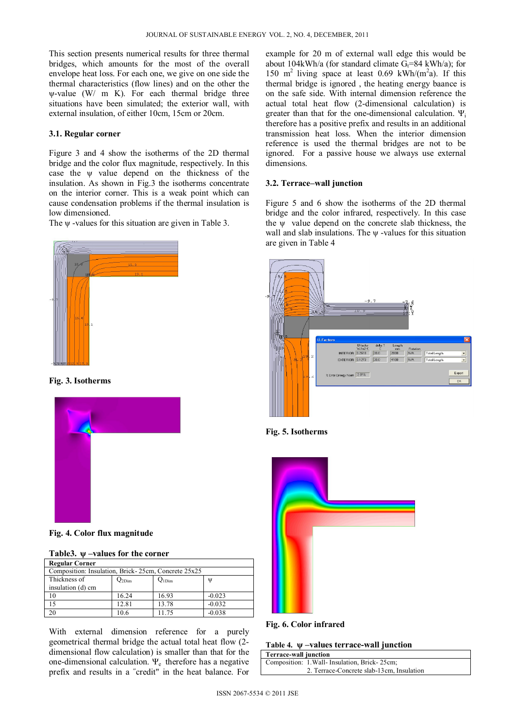This section presents numerical results for three thermal bridges, which amounts for the most of the overall envelope heat loss. For each one, we give on one side the thermal characteristics (flow lines) and on the other the ψ-value (W/ m K). For each thermal bridge three situations have been simulated; the exterior wall, with external insulation, of either 10cm, 15cm or 20cm.

### 3.1. Regular corner

Figure 3 and 4 show the isotherms of the 2D thermal bridge and the color flux magnitude, respectively. In this case the ψ value depend on the thickness of the insulation. As shown in Fig.3 the isotherms concentrate on the interior corner. This is a weak point which can cause condensation problems if the thermal insulation is low dimensioned.

The ψ -values for this situation are given in Table 3.

**Fig. 3. Isotherms**

**Fig. 4. Color flux magnitude**

**Table3. ψ –values for the corner**

| **Regular Corner** | | | |
|---|---|---|---|
| Composition: Insulation, Brick- 25cm, Concrete 25x25 | | | |
| Thickness of insulation (d) cm | $Q_{2Dim}$ | $Q_{1Dim}$ | ψ |
| 10 | 16.24 | 16.93 | -0.023 |
| 15 | 12.81 | 13.78 | -0.032 |
| 20 | 10.6 | 11.75 | -0.038 |

With external dimension reference for a purely geometrical thermal bridge the actual total heat flow (2-dimensional flow calculation) is smaller than that for the one-dimensional calculation. $\Psi_e$ therefore has a negative prefix and results in a ″credit" in the heat balance. For example for 20 m of external wall edge this would be about 104kWh/a (for standard climate $G_t$=84 kWh/a); for 150 m$^2$ living space at least 0.69 kWh/(m$^2$a). If this thermal bridge is ignored , the heating energy balance is on the safe side. With internal dimension reference the actual total heat flow (2-dimensional calculation) is greater than that for the one-dimensional calculation. $\Psi_i$ therefore has a positive prefix and results in an additional transmission heat loss. When the interior dimension reference is used the thermal bridges are not to be ignored. For a passive house we always use external dimensions.

### 3.2. Terrace–wall junction

Figure 5 and 6 show the isotherms of the 2D thermal bridge and the color infrared, respectively. In this case the ψ value depend on the concrete slab thickness, the wall and slab insulations. The ψ -values for this situation are given in Table 4

**Fig. 5. Isotherms**

**Fig. 6. Color infrared**

**Table 4. ψ –values terrace-wall junction**

| **Terrace-wall junction** |
|---|
| Composition: 1.Wall- Insulation, Brick- 25cm; 2. Terrace-Concrete slab-13cm, Insulation |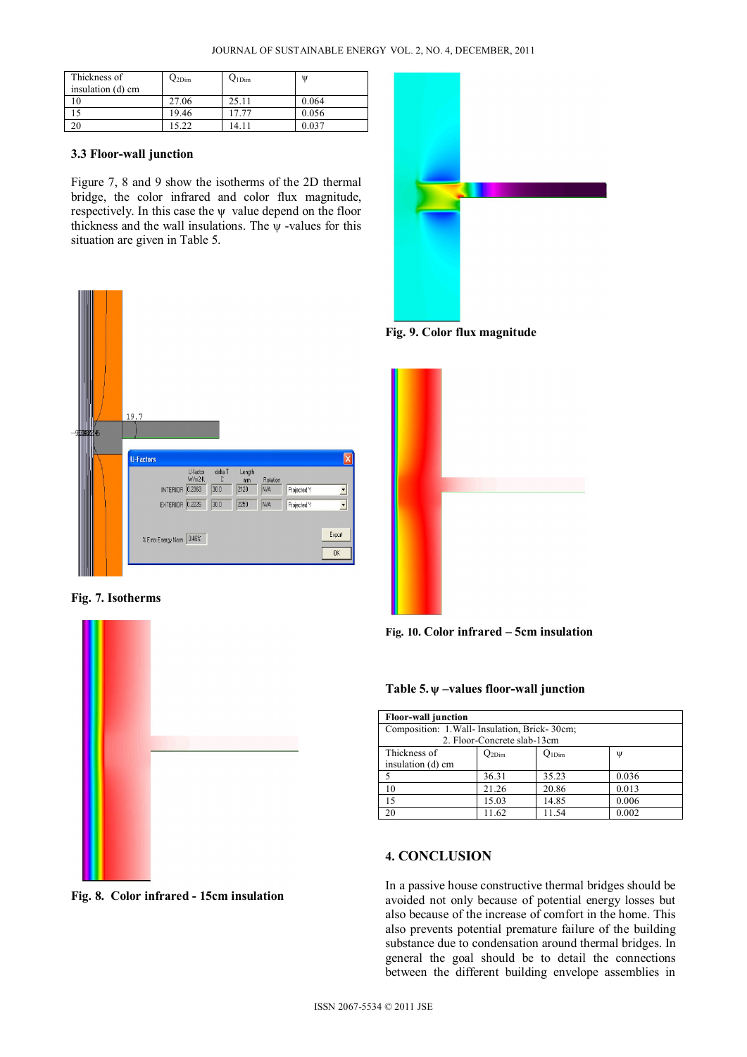| Thickness of insulation (d) cm | $Q_{2Dim}$ | $Q_{1Dim}$ | ψ |
|---|---|---|---|
| 10 | 27.06 | 25.11 | 0.064 |
| 15 | 19.46 | 17.77 | 0.056 |
| 20 | 15.22 | 14.11 | 0.037 |

### 3.3 Floor-wall junction

Figure 7, 8 and 9 show the isotherms of the 2D thermal bridge, the color infrared and color flux magnitude, respectively. In this case the ψ value depend on the floor thickness and the wall insulations. The ψ -values for this situation are given in Table 5.

**Fig. 7. Isotherms**

**Fig. 8. Color infrared - 15cm insulation**

**Fig. 9. Color flux magnitude**

**Fig. 10. Color infrared – 5cm insulation**

**Table 5. ψ –values floor-wall junction**

| **Floor-wall junction** | | | |
|---|---|---|---|
| Composition: 1.Wall- Insulation, Brick- 30cm; 2. Floor-Concrete slab-13cm | | | |
| Thickness of insulation (d) cm | $Q_{2Dim}$ | $Q_{1Dim}$ | ψ |
| 5 | 36.31 | 35.23 | 0.036 |
| 10 | 21.26 | 20.86 | 0.013 |
| 15 | 15.03 | 14.85 | 0.006 |
| 20 | 11.62 | 11.54 | 0.002 |

## 4. CONCLUSION

In a passive house constructive thermal bridges should be avoided not only because of potential energy losses but also because of the increase of comfort in the home. This also prevents potential premature failure of the building substance due to condensation around thermal bridges. In general the goal should be to detail the connections between the different building envelope assemblies in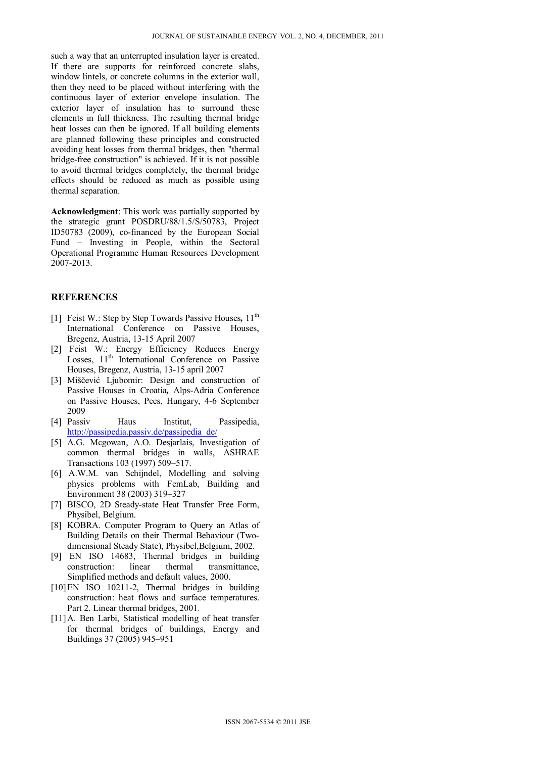such a way that an unterrupted insulation layer is created. If there are supports for reinforced concrete slabs, window lintels, or concrete columns in the exterior wall, then they need to be placed without interfering with the continuous layer of exterior envelope insulation. The exterior layer of insulation has to surround these elements in full thickness. The resulting thermal bridge heat losses can then be ignored. If all building elements are planned following these principles and constructed avoiding heat losses from thermal bridges, then "thermal bridge-free construction" is achieved. If it is not possible to avoid thermal bridges completely, the thermal bridge effects should be reduced as much as possible using thermal separation.

**Acknowledgment**: This work was partially supported by the strategic grant POSDRU/88/1.5/S/50783, Project ID50783 (2009), co-financed by the European Social Fund – Investing in People, within the Sectoral Operational Programme Human Resources Development 2007-2013.

## REFERENCES

[1] Feist W.: Step by Step Towards Passive Houses, 11th International Conference on Passive Houses, Bregenz, Austria, 13-15 April 2007

[2] Feist W.: Energy Efficiency Reduces Energy Losses, 11th International Conference on Passive Houses, Bregenz, Austria, 13-15 april 2007

[3] Miščević Ljubomir: Design and construction of Passive Houses in Croatia, Alps-Adria Conference on Passive Houses, Pecs, Hungary, 4-6 September 2009

[4] Passiv Haus Institut, Passipedia, http://passipedia.passiv.de/passipedia_de/

[5] A.G. Mcgowan, A.O. Desjarlais, Investigation of common thermal bridges in walls, ASHRAE Transactions 103 (1997) 509–517.

[6] A.W.M. van Schijndel, Modelling and solving physics problems with FemLab, Building and Environment 38 (2003) 319–327

[7] BISCO, 2D Steady-state Heat Transfer Free Form, Physibel, Belgium.

[8] KOBRA. Computer Program to Query an Atlas of Building Details on their Thermal Behaviour (Two-dimensional Steady State), Physibel,Belgium, 2002.

[9] EN ISO 14683, Thermal bridges in building construction: linear thermal transmittance, Simplified methods and default values, 2000.

[10] EN ISO 10211-2, Thermal bridges in building construction: heat flows and surface temperatures. Part 2. Linear thermal bridges, 2001.

[11] A. Ben Larbi, Statistical modelling of heat transfer for thermal bridges of buildings, Energy and Buildings 37 (2005) 945–951